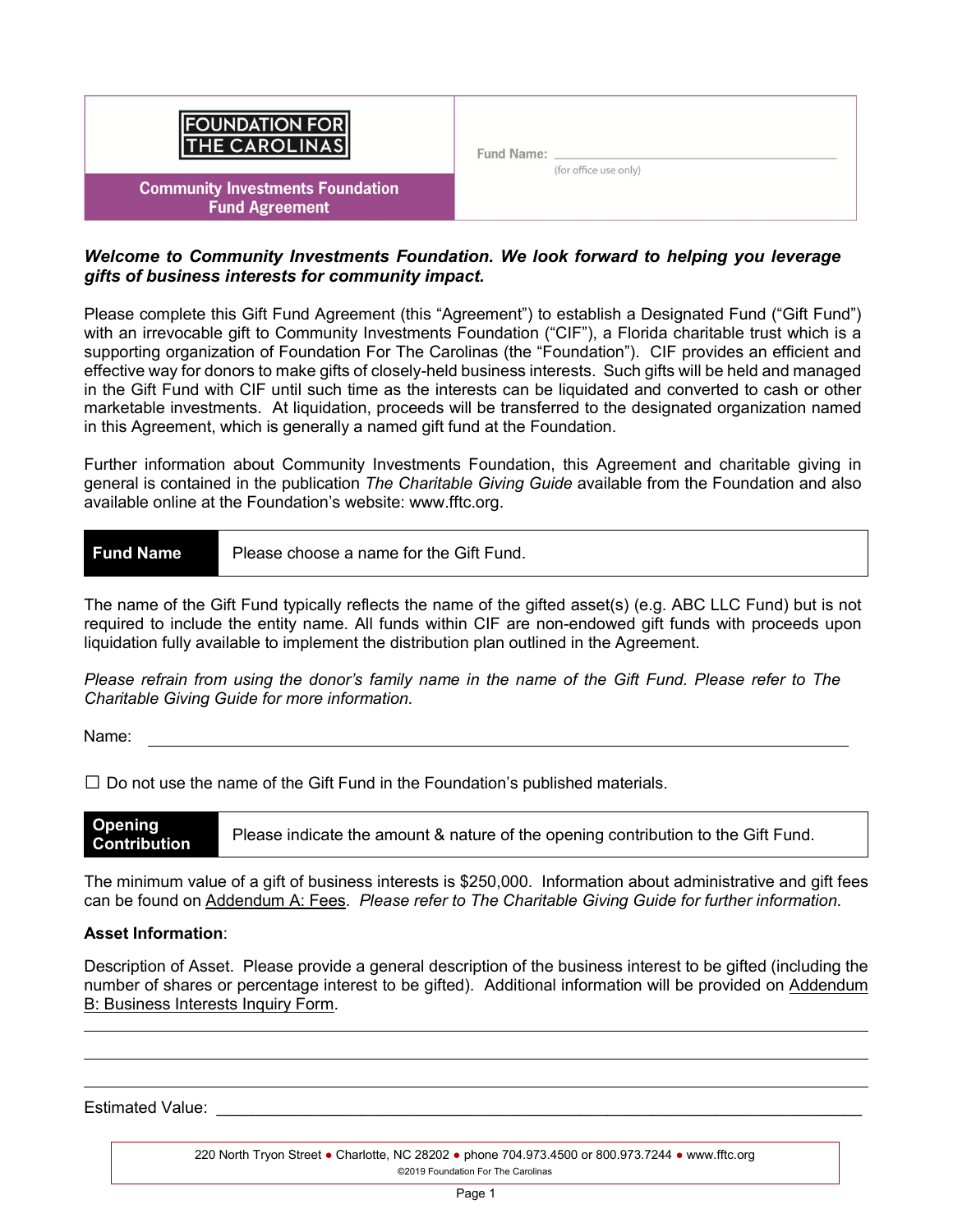FOUNDATION FOR THE CAROLINAS

**Community Investments Foundation Fund Agreement**

Fund Name: ____________________
(for office use only)

***Welcome to Community Investments Foundation. We look forward to helping you leverage gifts of business interests for community impact.***

Please complete this Gift Fund Agreement (this "Agreement") to establish a Designated Fund ("Gift Fund") with an irrevocable gift to Community Investments Foundation ("CIF"), a Florida charitable trust which is a supporting organization of Foundation For The Carolinas (the "Foundation"). CIF provides an efficient and effective way for donors to make gifts of closely-held business interests. Such gifts will be held and managed in the Gift Fund with CIF until such time as the interests can be liquidated and converted to cash or other marketable investments. At liquidation, proceeds will be transferred to the designated organization named in this Agreement, which is generally a named gift fund at the Foundation.

Further information about Community Investments Foundation, this Agreement and charitable giving in general is contained in the publication *The Charitable Giving Guide* available from the Foundation and also available online at the Foundation's website: www.fftc.org.

| **Fund Name** | Please choose a name for the Gift Fund. |
|---|---|

The name of the Gift Fund typically reflects the name of the gifted asset(s) (e.g. ABC LLC Fund) but is not required to include the entity name. All funds within CIF are non-endowed gift funds with proceeds upon liquidation fully available to implement the distribution plan outlined in the Agreement.

*Please refrain from using the donor's family name in the name of the Gift Fund. Please refer to The Charitable Giving Guide for more information.*

Name: ____________________________________________

☐ Do not use the name of the Gift Fund in the Foundation's published materials.

| **Opening Contribution** | Please indicate the amount & nature of the opening contribution to the Gift Fund. |
|---|---|

The minimum value of a gift of business interests is $250,000. Information about administrative and gift fees can be found on Addendum A: Fees. *Please refer to The Charitable Giving Guide for further information.*

**Asset Information**:

Description of Asset. Please provide a general description of the business interest to be gifted (including the number of shares or percentage interest to be gifted). Additional information will be provided on Addendum B: Business Interests Inquiry Form.

____________________________________________

____________________________________________

____________________________________________

Estimated Value: ____________________________________________

220 North Tryon Street ● Charlotte, NC 28202 ● phone 704.973.4500 or 800.973.7244 ● www.fftc.org
©2019 Foundation For The Carolinas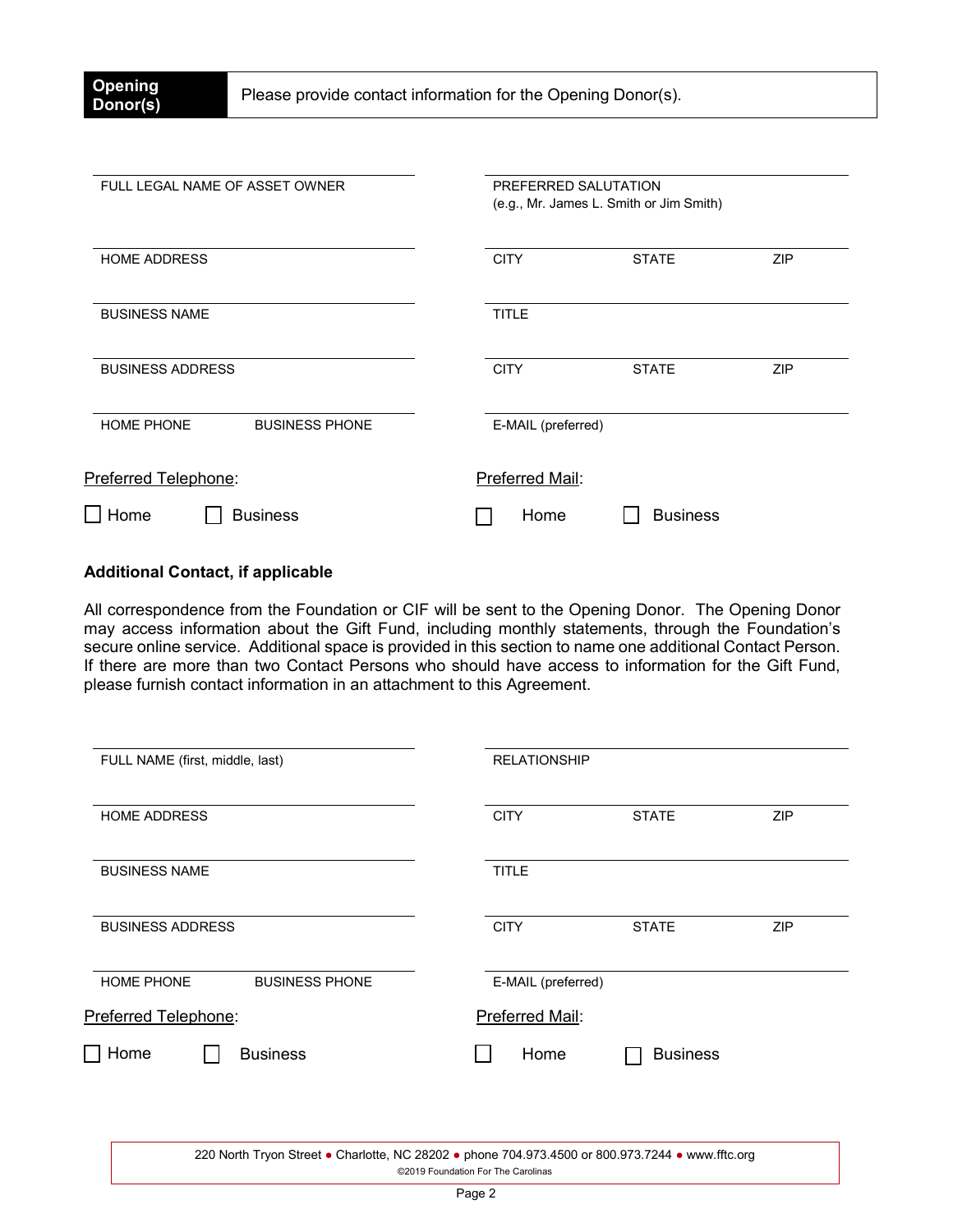**Opening Donor(s)** Please provide contact information for the Opening Donor(s).

FULL LEGAL NAME OF ASSET OWNER

PREFERRED SALUTATION
(e.g., Mr. James L. Smith or Jim Smith)

HOME ADDRESS | CITY | STATE | ZIP

BUSINESS NAME | TITLE

BUSINESS ADDRESS | CITY | STATE | ZIP

HOME PHONE | BUSINESS PHONE | E-MAIL (preferred)

Preferred Telephone:

☐ Home ☐ Business

Preferred Mail:

☐ Home ☐ Business

**Additional Contact, if applicable**

All correspondence from the Foundation or CIF will be sent to the Opening Donor. The Opening Donor may access information about the Gift Fund, including monthly statements, through the Foundation's secure online service. Additional space is provided in this section to name one additional Contact Person. If there are more than two Contact Persons who should have access to information for the Gift Fund, please furnish contact information in an attachment to this Agreement.

FULL NAME (first, middle, last) | RELATIONSHIP

HOME ADDRESS | CITY | STATE | ZIP

BUSINESS NAME | TITLE

BUSINESS ADDRESS | CITY | STATE | ZIP

HOME PHONE | BUSINESS PHONE | E-MAIL (preferred)

Preferred Telephone:

☐ Home ☐ Business

Preferred Mail:

☐ Home ☐ Business

220 North Tryon Street ● Charlotte, NC 28202 ● phone 704.973.4500 or 800.973.7244 ● www.fftc.org
©2019 Foundation For The Carolinas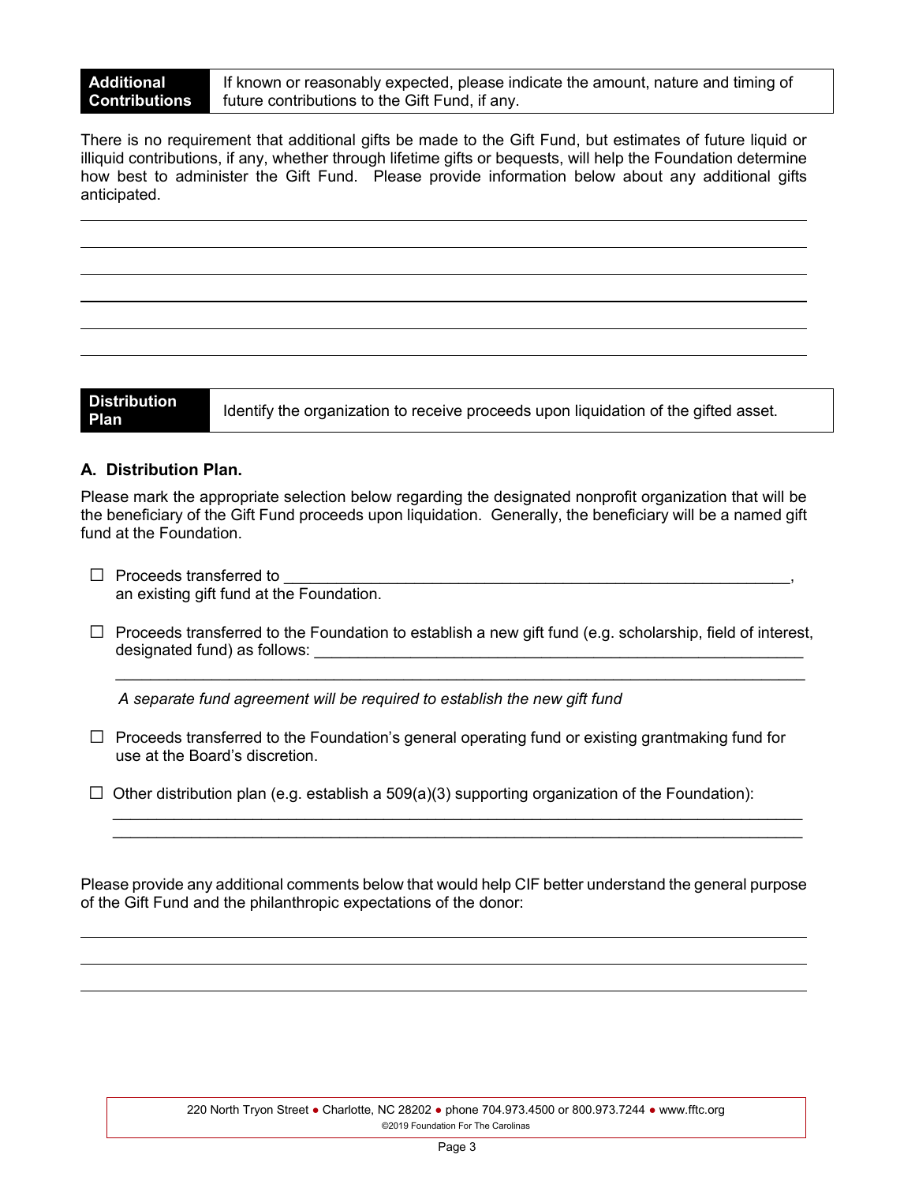| **Additional Contributions** | If known or reasonably expected, please indicate the amount, nature and timing of future contributions to the Gift Fund, if any. |
|---|---|

There is no requirement that additional gifts be made to the Gift Fund, but estimates of future liquid or illiquid contributions, if any, whether through lifetime gifts or bequests, will help the Foundation determine how best to administer the Gift Fund. Please provide information below about any additional gifts anticipated.

______________________________________________________________________________

______________________________________________________________________________

______________________________________________________________________________

______________________________________________________________________________

______________________________________________________________________________

______________________________________________________________________________

| **Distribution Plan** | Identify the organization to receive proceeds upon liquidation of the gifted asset. |
|---|---|

### A. Distribution Plan.

Please mark the appropriate selection below regarding the designated nonprofit organization that will be the beneficiary of the Gift Fund proceeds upon liquidation. Generally, the beneficiary will be a named gift fund at the Foundation.

☐ Proceeds transferred to ____________________________________________________________, an existing gift fund at the Foundation.

☐ Proceeds transferred to the Foundation to establish a new gift fund (e.g. scholarship, field of interest, designated fund) as follows: ____________________________________________________________
______________________________________________________________________________

*A separate fund agreement will be required to establish the new gift fund*

☐ Proceeds transferred to the Foundation's general operating fund or existing grantmaking fund for use at the Board's discretion.

☐ Other distribution plan (e.g. establish a 509(a)(3) supporting organization of the Foundation):
______________________________________________________________________________
______________________________________________________________________________

Please provide any additional comments below that would help CIF better understand the general purpose of the Gift Fund and the philanthropic expectations of the donor:

______________________________________________________________________________

______________________________________________________________________________

______________________________________________________________________________

220 North Tryon Street ● Charlotte, NC 28202 ● phone 704.973.4500 or 800.973.7244 ● www.fftc.org
©2019 Foundation For The Carolinas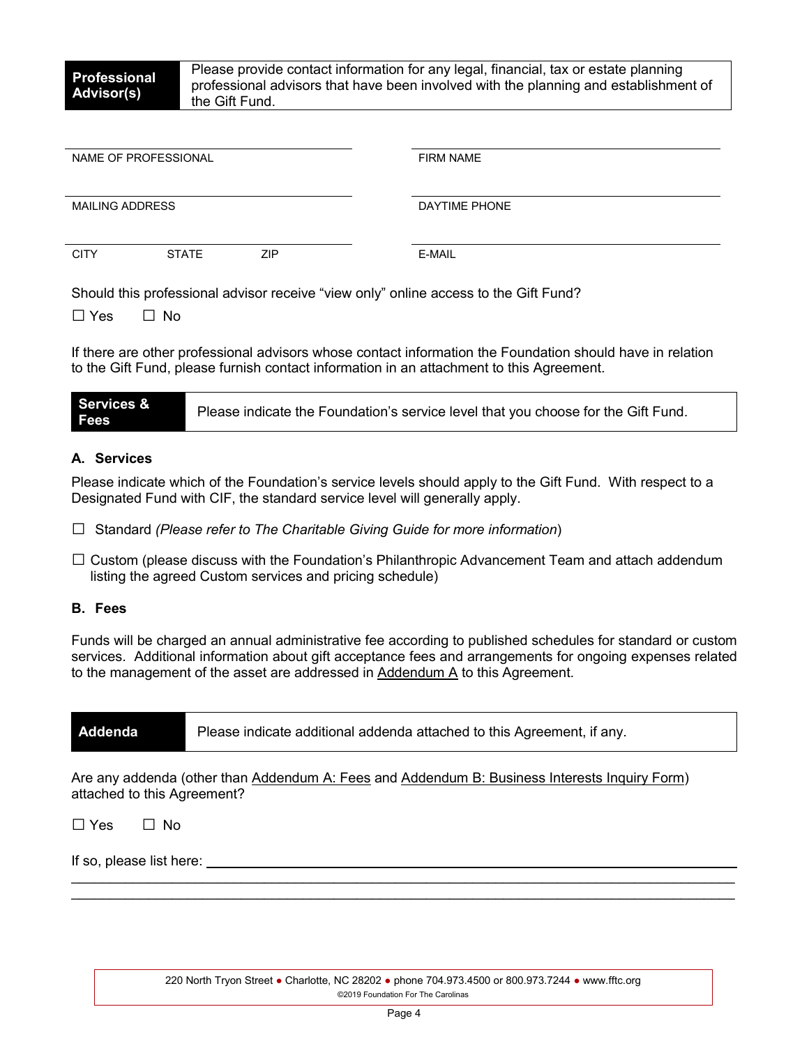**Professional Advisor(s)** — Please provide contact information for any legal, financial, tax or estate planning professional advisors that have been involved with the planning and establishment of the Gift Fund.

| | |
|---|---|
| NAME OF PROFESSIONAL | FIRM NAME |
| MAILING ADDRESS | DAYTIME PHONE |
| CITY STATE ZIP | E-MAIL |

Should this professional advisor receive "view only" online access to the Gift Fund?

☐ Yes ☐ No

If there are other professional advisors whose contact information the Foundation should have in relation to the Gift Fund, please furnish contact information in an attachment to this Agreement.

**Services & Fees** — Please indicate the Foundation's service level that you choose for the Gift Fund.

### A. Services

Please indicate which of the Foundation's service levels should apply to the Gift Fund. With respect to a Designated Fund with CIF, the standard service level will generally apply.

☐ Standard *(Please refer to The Charitable Giving Guide for more information*)

☐ Custom (please discuss with the Foundation's Philanthropic Advancement Team and attach addendum listing the agreed Custom services and pricing schedule)

### B. Fees

Funds will be charged an annual administrative fee according to published schedules for standard or custom services. Additional information about gift acceptance fees and arrangements for ongoing expenses related to the management of the asset are addressed in Addendum A to this Agreement.

**Addenda** — Please indicate additional addenda attached to this Agreement, if any.

Are any addenda (other than Addendum A: Fees and Addendum B: Business Interests Inquiry Form) attached to this Agreement?

☐ Yes ☐ No

If so, please list here: ______________________________________________________________

220 North Tryon Street ● Charlotte, NC 28202 ● phone 704.973.4500 or 800.973.7244 ● www.fftc.org
©2019 Foundation For The Carolinas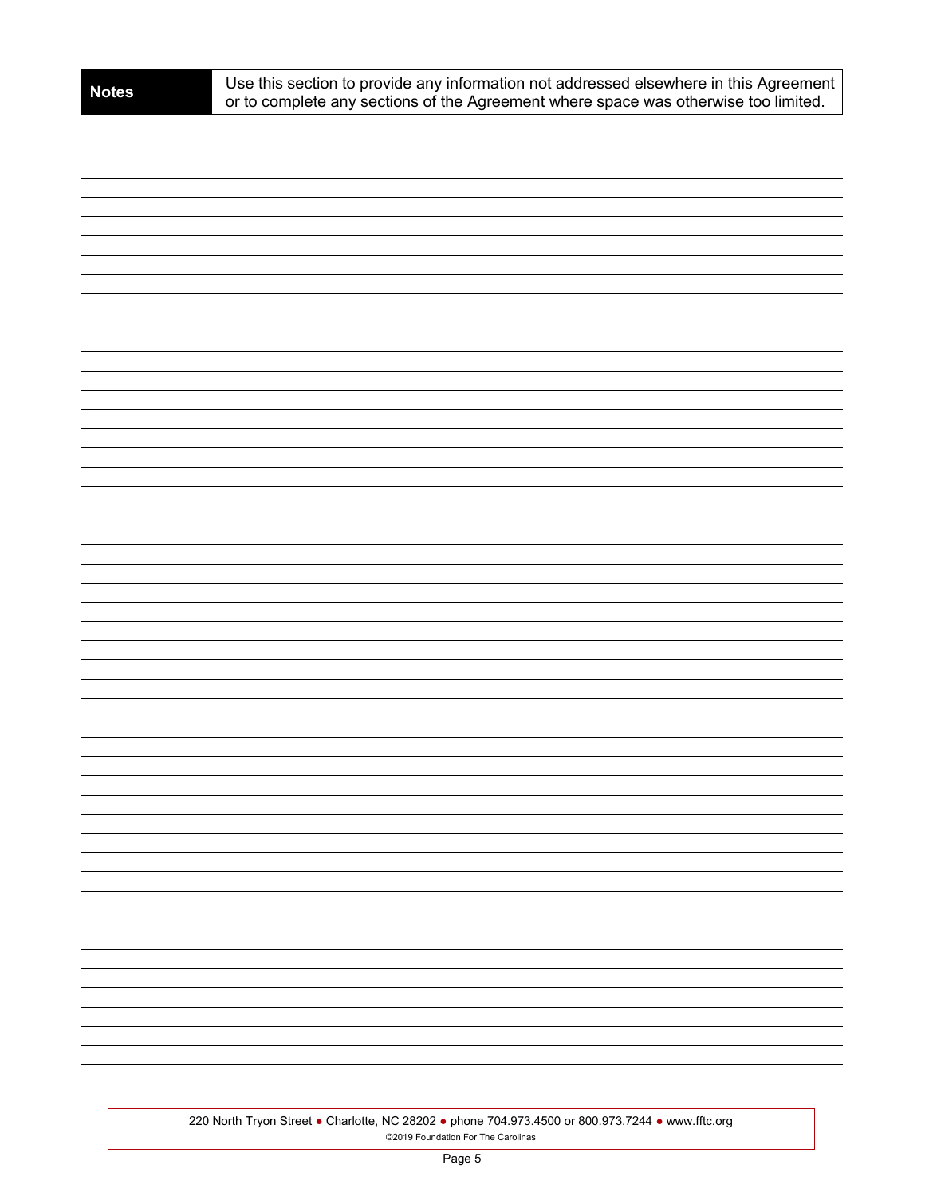**Notes** | Use this section to provide any information not addressed elsewhere in this Agreement or to complete any sections of the Agreement where space was otherwise too limited.

220 North Tryon Street ● Charlotte, NC 28202 ● phone 704.973.4500 or 800.973.7244 ● www.fftc.org
©2019 Foundation For The Carolinas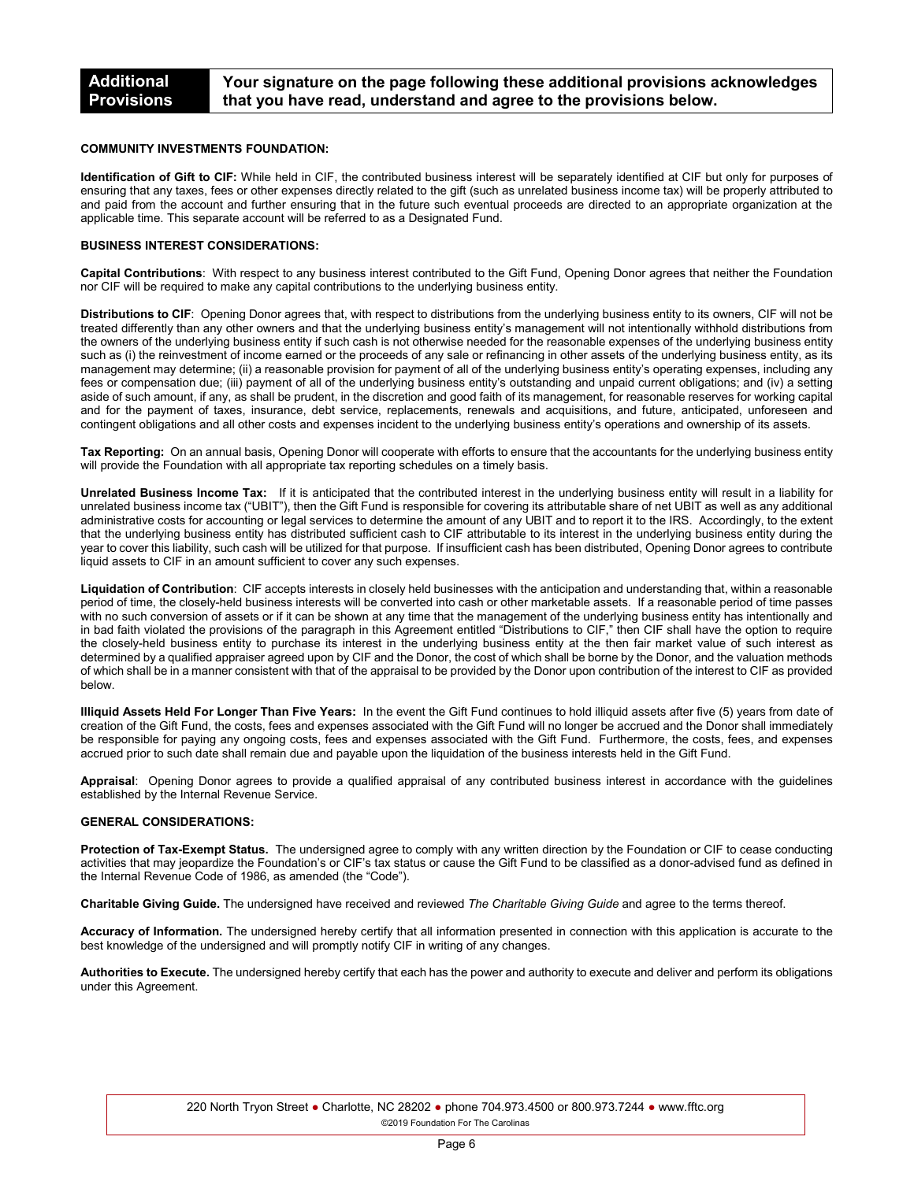## Additional Provisions

**Your signature on the page following these additional provisions acknowledges that you have read, understand and agree to the provisions below.**

**COMMUNITY INVESTMENTS FOUNDATION:**

**Identification of Gift to CIF:** While held in CIF, the contributed business interest will be separately identified at CIF but only for purposes of ensuring that any taxes, fees or other expenses directly related to the gift (such as unrelated business income tax) will be properly attributed to and paid from the account and further ensuring that in the future such eventual proceeds are directed to an appropriate organization at the applicable time. This separate account will be referred to as a Designated Fund.

**BUSINESS INTEREST CONSIDERATIONS:**

**Capital Contributions**: With respect to any business interest contributed to the Gift Fund, Opening Donor agrees that neither the Foundation nor CIF will be required to make any capital contributions to the underlying business entity.

**Distributions to CIF**: Opening Donor agrees that, with respect to distributions from the underlying business entity to its owners, CIF will not be treated differently than any other owners and that the underlying business entity's management will not intentionally withhold distributions from the owners of the underlying business entity if such cash is not otherwise needed for the reasonable expenses of the underlying business entity such as (i) the reinvestment of income earned or the proceeds of any sale or refinancing in other assets of the underlying business entity, as its management may determine; (ii) a reasonable provision for payment of all of the underlying business entity's operating expenses, including any fees or compensation due; (iii) payment of all of the underlying business entity's outstanding and unpaid current obligations; and (iv) a setting aside of such amount, if any, as shall be prudent, in the discretion and good faith of its management, for reasonable reserves for working capital and for the payment of taxes, insurance, debt service, replacements, renewals and acquisitions, and future, anticipated, unforeseen and contingent obligations and all other costs and expenses incident to the underlying business entity's operations and ownership of its assets.

**Tax Reporting:** On an annual basis, Opening Donor will cooperate with efforts to ensure that the accountants for the underlying business entity will provide the Foundation with all appropriate tax reporting schedules on a timely basis.

**Unrelated Business Income Tax:** If it is anticipated that the contributed interest in the underlying business entity will result in a liability for unrelated business income tax ("UBIT"), then the Gift Fund is responsible for covering its attributable share of net UBIT as well as any additional administrative costs for accounting or legal services to determine the amount of any UBIT and to report it to the IRS. Accordingly, to the extent that the underlying business entity has distributed sufficient cash to CIF attributable to its interest in the underlying business entity during the year to cover this liability, such cash will be utilized for that purpose. If insufficient cash has been distributed, Opening Donor agrees to contribute liquid assets to CIF in an amount sufficient to cover any such expenses.

**Liquidation of Contribution**: CIF accepts interests in closely held businesses with the anticipation and understanding that, within a reasonable period of time, the closely-held business interests will be converted into cash or other marketable assets. If a reasonable period of time passes with no such conversion of assets or if it can be shown at any time that the management of the underlying business entity has intentionally and in bad faith violated the provisions of the paragraph in this Agreement entitled "Distributions to CIF," then CIF shall have the option to require the closely-held business entity to purchase its interest in the underlying business entity at the then fair market value of such interest as determined by a qualified appraiser agreed upon by CIF and the Donor, the cost of which shall be borne by the Donor, and the valuation methods of which shall be in a manner consistent with that of the appraisal to be provided by the Donor upon contribution of the interest to CIF as provided below.

**Illiquid Assets Held For Longer Than Five Years:** In the event the Gift Fund continues to hold illiquid assets after five (5) years from date of creation of the Gift Fund, the costs, fees and expenses associated with the Gift Fund will no longer be accrued and the Donor shall immediately be responsible for paying any ongoing costs, fees and expenses associated with the Gift Fund. Furthermore, the costs, fees, and expenses accrued prior to such date shall remain due and payable upon the liquidation of the business interests held in the Gift Fund.

**Appraisal**: Opening Donor agrees to provide a qualified appraisal of any contributed business interest in accordance with the guidelines established by the Internal Revenue Service.

**GENERAL CONSIDERATIONS:**

**Protection of Tax-Exempt Status.** The undersigned agree to comply with any written direction by the Foundation or CIF to cease conducting activities that may jeopardize the Foundation's or CIF's tax status or cause the Gift Fund to be classified as a donor-advised fund as defined in the Internal Revenue Code of 1986, as amended (the "Code").

**Charitable Giving Guide.** The undersigned have received and reviewed *The Charitable Giving Guide* and agree to the terms thereof.

**Accuracy of Information.** The undersigned hereby certify that all information presented in connection with this application is accurate to the best knowledge of the undersigned and will promptly notify CIF in writing of any changes.

**Authorities to Execute.** The undersigned hereby certify that each has the power and authority to execute and deliver and perform its obligations under this Agreement.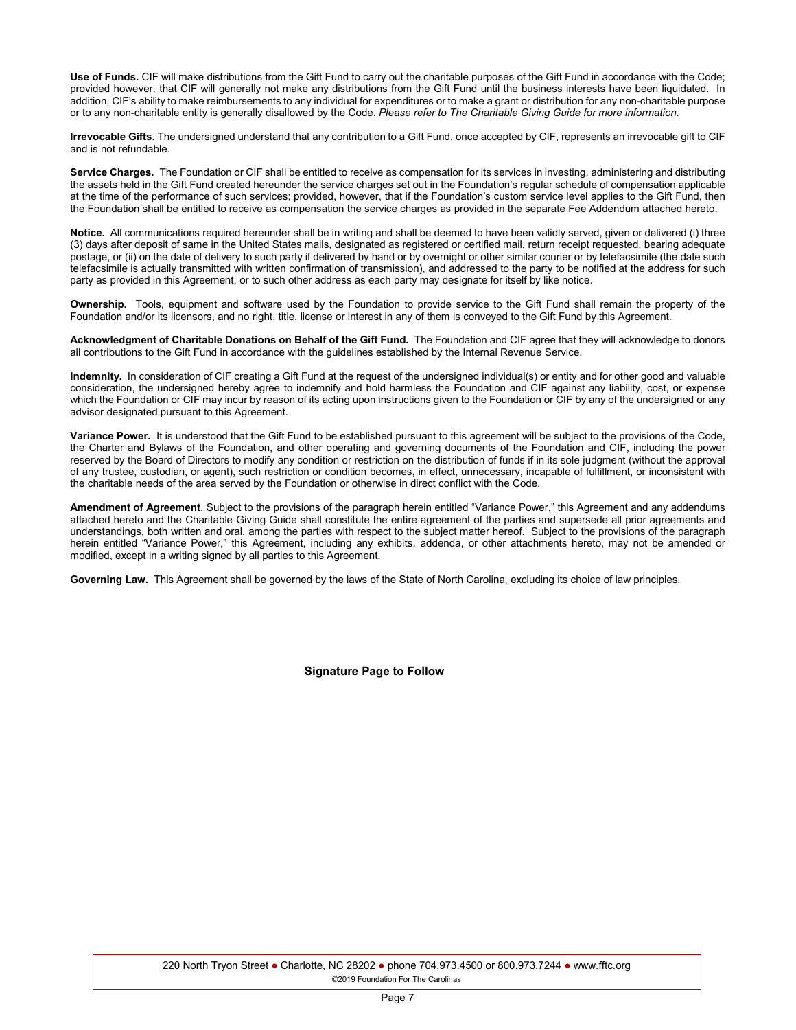**Use of Funds.** CIF will make distributions from the Gift Fund to carry out the charitable purposes of the Gift Fund in accordance with the Code; provided however, that CIF will generally not make any distributions from the Gift Fund until the business interests have been liquidated. In addition, CIF's ability to make reimbursements to any individual for expenditures or to make a grant or distribution for any non-charitable purpose or to any non-charitable entity is generally disallowed by the Code. *Please refer to The Charitable Giving Guide for more information.*

**Irrevocable Gifts.** The undersigned understand that any contribution to a Gift Fund, once accepted by CIF, represents an irrevocable gift to CIF and is not refundable.

**Service Charges.** The Foundation or CIF shall be entitled to receive as compensation for its services in investing, administering and distributing the assets held in the Gift Fund created hereunder the service charges set out in the Foundation's regular schedule of compensation applicable at the time of the performance of such services; provided, however, that if the Foundation's custom service level applies to the Gift Fund, then the Foundation shall be entitled to receive as compensation the service charges as provided in the separate Fee Addendum attached hereto.

**Notice.** All communications required hereunder shall be in writing and shall be deemed to have been validly served, given or delivered (i) three (3) days after deposit of same in the United States mails, designated as registered or certified mail, return receipt requested, bearing adequate postage, or (ii) on the date of delivery to such party if delivered by hand or by overnight or other similar courier or by telefacsimile (the date such telefacsimile is actually transmitted with written confirmation of transmission), and addressed to the party to be notified at the address for such party as provided in this Agreement, or to such other address as each party may designate for itself by like notice.

**Ownership.** Tools, equipment and software used by the Foundation to provide service to the Gift Fund shall remain the property of the Foundation and/or its licensors, and no right, title, license or interest in any of them is conveyed to the Gift Fund by this Agreement.

**Acknowledgment of Charitable Donations on Behalf of the Gift Fund.** The Foundation and CIF agree that they will acknowledge to donors all contributions to the Gift Fund in accordance with the guidelines established by the Internal Revenue Service.

**Indemnity.** In consideration of CIF creating a Gift Fund at the request of the undersigned individual(s) or entity and for other good and valuable consideration, the undersigned hereby agree to indemnify and hold harmless the Foundation and CIF against any liability, cost, or expense which the Foundation or CIF may incur by reason of its acting upon instructions given to the Foundation or CIF by any of the undersigned or any advisor designated pursuant to this Agreement.

**Variance Power.** It is understood that the Gift Fund to be established pursuant to this agreement will be subject to the provisions of the Code, the Charter and Bylaws of the Foundation, and other operating and governing documents of the Foundation and CIF, including the power reserved by the Board of Directors to modify any condition or restriction on the distribution of funds if in its sole judgment (without the approval of any trustee, custodian, or agent), such restriction or condition becomes, in effect, unnecessary, incapable of fulfillment, or inconsistent with the charitable needs of the area served by the Foundation or otherwise in direct conflict with the Code.

**Amendment of Agreement**. Subject to the provisions of the paragraph herein entitled "Variance Power," this Agreement and any addendums attached hereto and the Charitable Giving Guide shall constitute the entire agreement of the parties and supersede all prior agreements and understandings, both written and oral, among the parties with respect to the subject matter hereof. Subject to the provisions of the paragraph herein entitled "Variance Power," this Agreement, including any exhibits, addenda, or other attachments hereto, may not be amended or modified, except in a writing signed by all parties to this Agreement.

**Governing Law.** This Agreement shall be governed by the laws of the State of North Carolina, excluding its choice of law principles.

**Signature Page to Follow**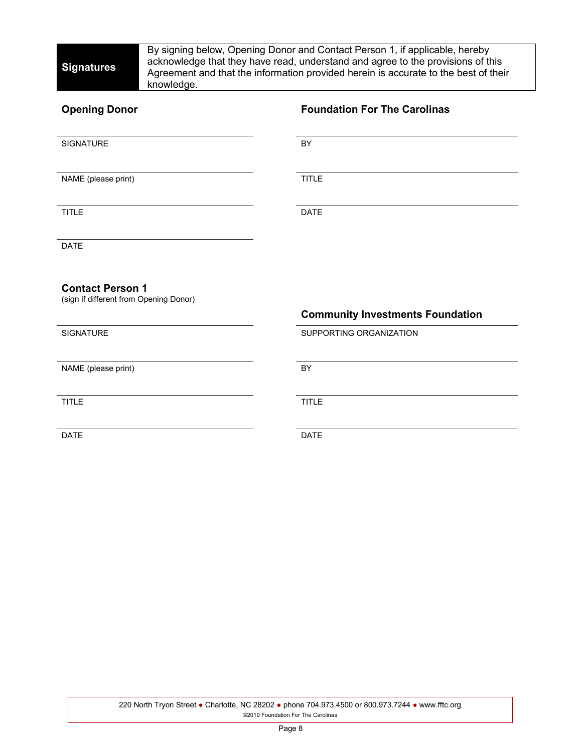| **Signatures** | By signing below, Opening Donor and Contact Person 1, if applicable, hereby acknowledge that they have read, understand and agree to the provisions of this Agreement and that the information provided herein is accurate to the best of their knowledge. |
|---|---|

**Opening Donor**

SIGNATURE

NAME (please print)

TITLE

DATE

**Foundation For The Carolinas**

BY

TITLE

DATE

**Contact Person 1**
(sign if different from Opening Donor)

SIGNATURE

NAME (please print)

TITLE

DATE

**Community Investments Foundation**

SUPPORTING ORGANIZATION

BY

TITLE

DATE

220 North Tryon Street ● Charlotte, NC 28202 ● phone 704.973.4500 or 800.973.7244 ● www.fftc.org
©2019 Foundation For The Carolinas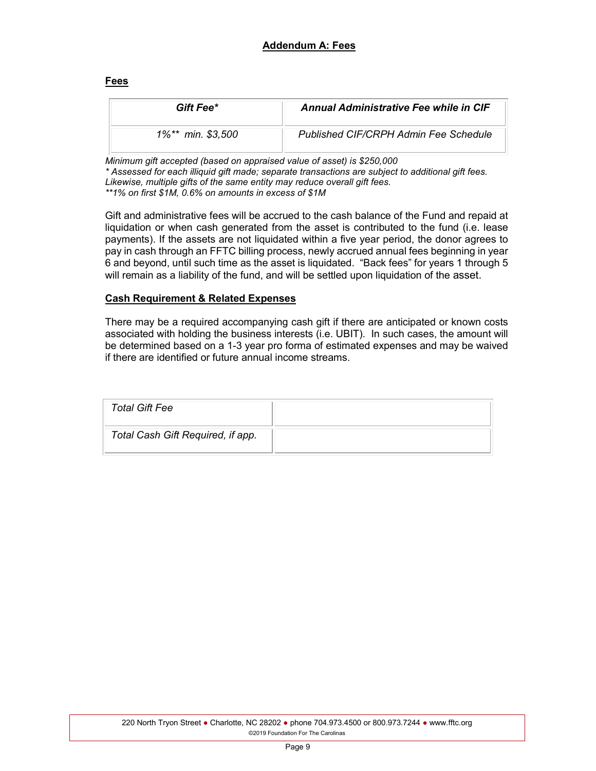## Addendum A: Fees

**Fees**

| *Gift Fee** | *Annual Administrative Fee while in CIF* |
| --- | --- |
| *1%** min. $3,500* | *Published CIF/CRPH Admin Fee Schedule* |

*Minimum gift accepted (based on appraised value of asset) is $250,000*
*\* Assessed for each illiquid gift made; separate transactions are subject to additional gift fees. Likewise, multiple gifts of the same entity may reduce overall gift fees.*
*\*\*1% on first $1M, 0.6% on amounts in excess of $1M*

Gift and administrative fees will be accrued to the cash balance of the Fund and repaid at liquidation or when cash generated from the asset is contributed to the fund (i.e. lease payments). If the assets are not liquidated within a five year period, the donor agrees to pay in cash through an FFTC billing process, newly accrued annual fees beginning in year 6 and beyond, until such time as the asset is liquidated. "Back fees" for years 1 through 5 will remain as a liability of the fund, and will be settled upon liquidation of the asset.

**Cash Requirement & Related Expenses**

There may be a required accompanying cash gift if there are anticipated or known costs associated with holding the business interests (i.e. UBIT). In such cases, the amount will be determined based on a 1-3 year pro forma of estimated expenses and may be waived if there are identified or future annual income streams.

| | |
| --- | --- |
| *Total Gift Fee* | |
| *Total Cash Gift Required, if app.* | |

220 North Tryon Street ● Charlotte, NC 28202 ● phone 704.973.4500 or 800.973.7244 ● www.fftc.org
©2019 Foundation For The Carolinas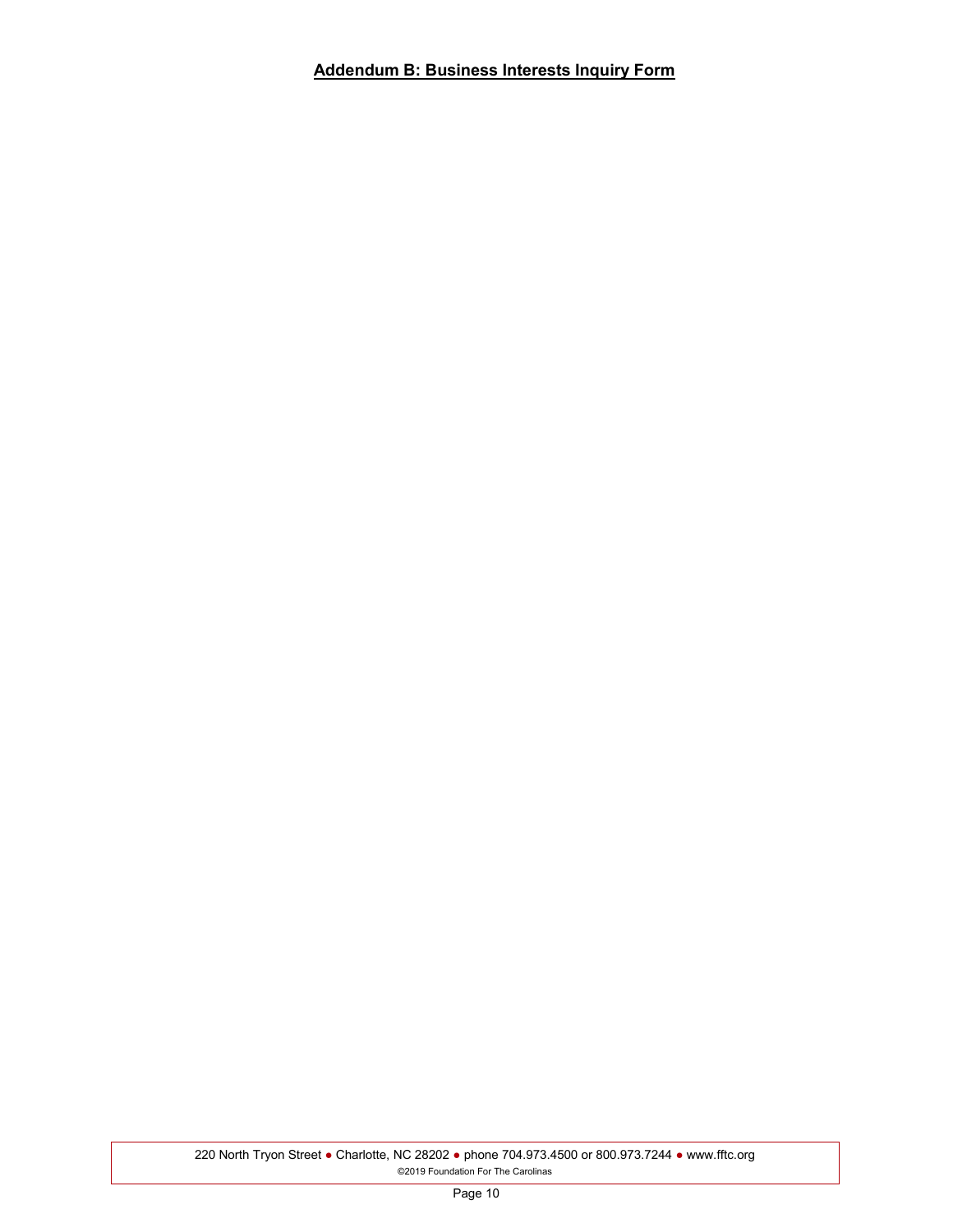**Addendum B: Business Interests Inquiry Form**